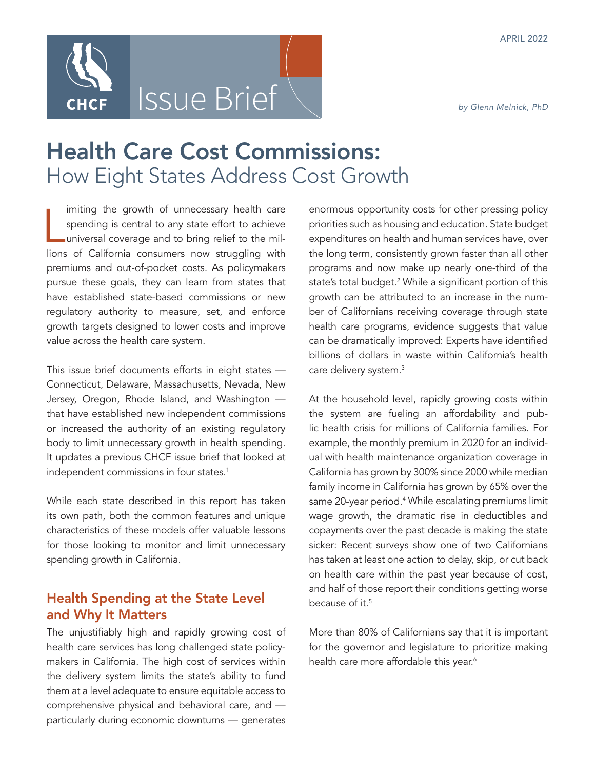APRIL 2022

CHCF Issue Brief

*by Glenn Melnick, PhD*

# Health Care Cost Commissions: How Eight States Address Cost Growth

Limiting the growth of unnecessary health care spending is central to any state effort to achieve universal coverage and to bring relief to the millions of California consumers now struggling with premiums and out-of-pocket costs. As policymakers pursue these goals, they can learn from states that have established state-based commissions or new regulatory authority to measure, set, and enforce growth targets designed to lower costs and improve value across the health care system.

This issue brief documents efforts in eight states — Connecticut, Delaware, Massachusetts, Nevada, New Jersey, Oregon, Rhode Island, and Washington — that have established new independent commissions or increased the authority of an existing regulatory body to limit unnecessary growth in health spending. It updates a previous CHCF issue brief that looked at independent commissions in four states.[1]

While each state described in this report has taken its own path, both the common features and unique characteristics of these models offer valuable lessons for those looking to monitor and limit unnecessary spending growth in California.

## Health Spending at the State Level and Why It Matters

The unjustifiably high and rapidly growing cost of health care services has long challenged state policymakers in California. The high cost of services within the delivery system limits the state's ability to fund them at a level adequate to ensure equitable access to comprehensive physical and behavioral care, and — particularly during economic downturns — generates enormous opportunity costs for other pressing policy priorities such as housing and education. State budget expenditures on health and human services have, over the long term, consistently grown faster than all other programs and now make up nearly one-third of the state's total budget.[2] While a significant portion of this growth can be attributed to an increase in the number of Californians receiving coverage through state health care programs, evidence suggests that value can be dramatically improved: Experts have identified billions of dollars in waste within California's health care delivery system.[3]

At the household level, rapidly growing costs within the system are fueling an affordability and public health crisis for millions of California families. For example, the monthly premium in 2020 for an individual with health maintenance organization coverage in California has grown by 300% since 2000 while median family income in California has grown by 65% over the same 20-year period.[4] While escalating premiums limit wage growth, the dramatic rise in deductibles and copayments over the past decade is making the state sicker: Recent surveys show one of two Californians has taken at least one action to delay, skip, or cut back on health care within the past year because of cost, and half of those report their conditions getting worse because of it.[5]

More than 80% of Californians say that it is important for the governor and legislature to prioritize making health care more affordable this year.[6]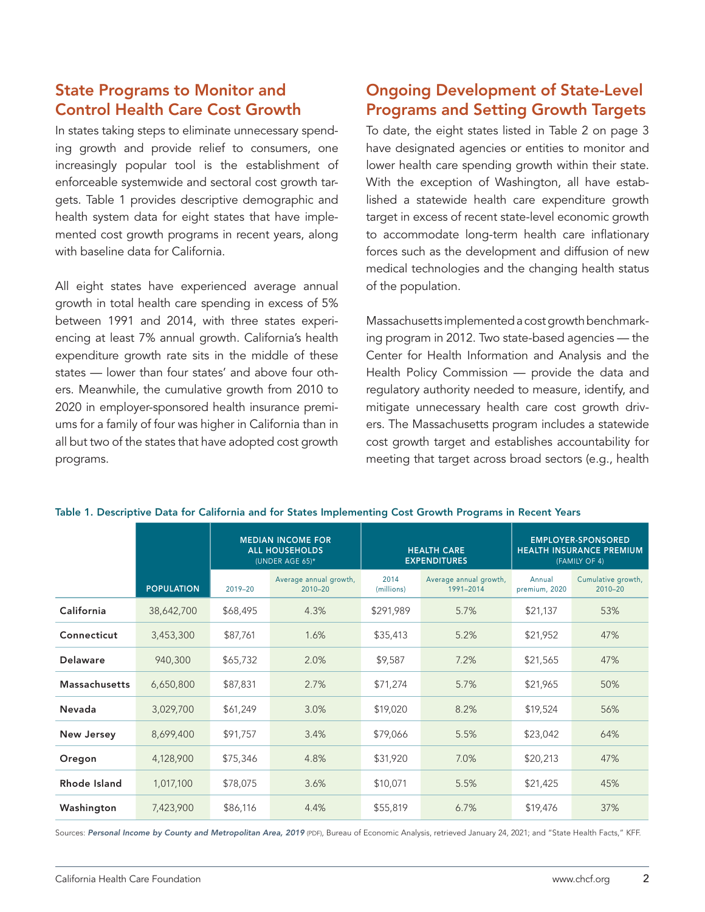## State Programs to Monitor and Control Health Care Cost Growth

In states taking steps to eliminate unnecessary spending growth and provide relief to consumers, one increasingly popular tool is the establishment of enforceable systemwide and sectoral cost growth targets. Table 1 provides descriptive demographic and health system data for eight states that have implemented cost growth programs in recent years, along with baseline data for California.

All eight states have experienced average annual growth in total health care spending in excess of 5% between 1991 and 2014, with three states experiencing at least 7% annual growth. California's health expenditure growth rate sits in the middle of these states — lower than four states' and above four others. Meanwhile, the cumulative growth from 2010 to 2020 in employer-sponsored health insurance premiums for a family of four was higher in California than in all but two of the states that have adopted cost growth programs.

## Ongoing Development of State-Level Programs and Setting Growth Targets

To date, the eight states listed in Table 2 on page 3 have designated agencies or entities to monitor and lower health care spending growth within their state. With the exception of Washington, all have established a statewide health care expenditure growth target in excess of recent state-level economic growth to accommodate long-term health care inflationary forces such as the development and diffusion of new medical technologies and the changing health status of the population.

Massachusetts implemented a cost growth benchmarking program in 2012. Two state-based agencies — the Center for Health Information and Analysis and the Health Policy Commission — provide the data and regulatory authority needed to measure, identify, and mitigate unnecessary health care cost growth drivers. The Massachusetts program includes a statewide cost growth target and establishes accountability for meeting that target across broad sectors (e.g., health

**Table 1. Descriptive Data for California and for States Implementing Cost Growth Programs in Recent Years**

| | | Median Income for All Households (under age 65)* | | Health Care Expenditures | | Employer-Sponsored Health Insurance Premium (family of 4) | |
|---|---|---|---|---|---|---|---|
| | Population | 2019–20 | Average annual growth, 2010–20 | 2014 (millions) | Average annual growth, 1991–2014 | Annual premium, 2020 | Cumulative growth, 2010–20 |
| **California** | 38,642,700 | $68,495 | 4.3% | $291,989 | 5.7% | $21,137 | 53% |
| **Connecticut** | 3,453,300 | $87,761 | 1.6% | $35,413 | 5.2% | $21,952 | 47% |
| **Delaware** | 940,300 | $65,732 | 2.0% | $9,587 | 7.2% | $21,565 | 47% |
| **Massachusetts** | 6,650,800 | $87,831 | 2.7% | $71,274 | 5.7% | $21,965 | 50% |
| **Nevada** | 3,029,700 | $61,249 | 3.0% | $19,020 | 8.2% | $19,524 | 56% |
| **New Jersey** | 8,699,400 | $91,757 | 3.4% | $79,066 | 5.5% | $23,042 | 64% |
| **Oregon** | 4,128,900 | $75,346 | 4.8% | $31,920 | 7.0% | $20,213 | 47% |
| **Rhode Island** | 1,017,100 | $78,075 | 3.6% | $10,071 | 5.5% | $21,425 | 45% |
| **Washington** | 7,423,900 | $86,116 | 4.4% | $55,819 | 6.7% | $19,476 | 37% |

Sources: ***Personal Income by County and Metropolitan Area, 2019*** (PDF), Bureau of Economic Analysis, retrieved January 24, 2021; and "State Health Facts," KFF.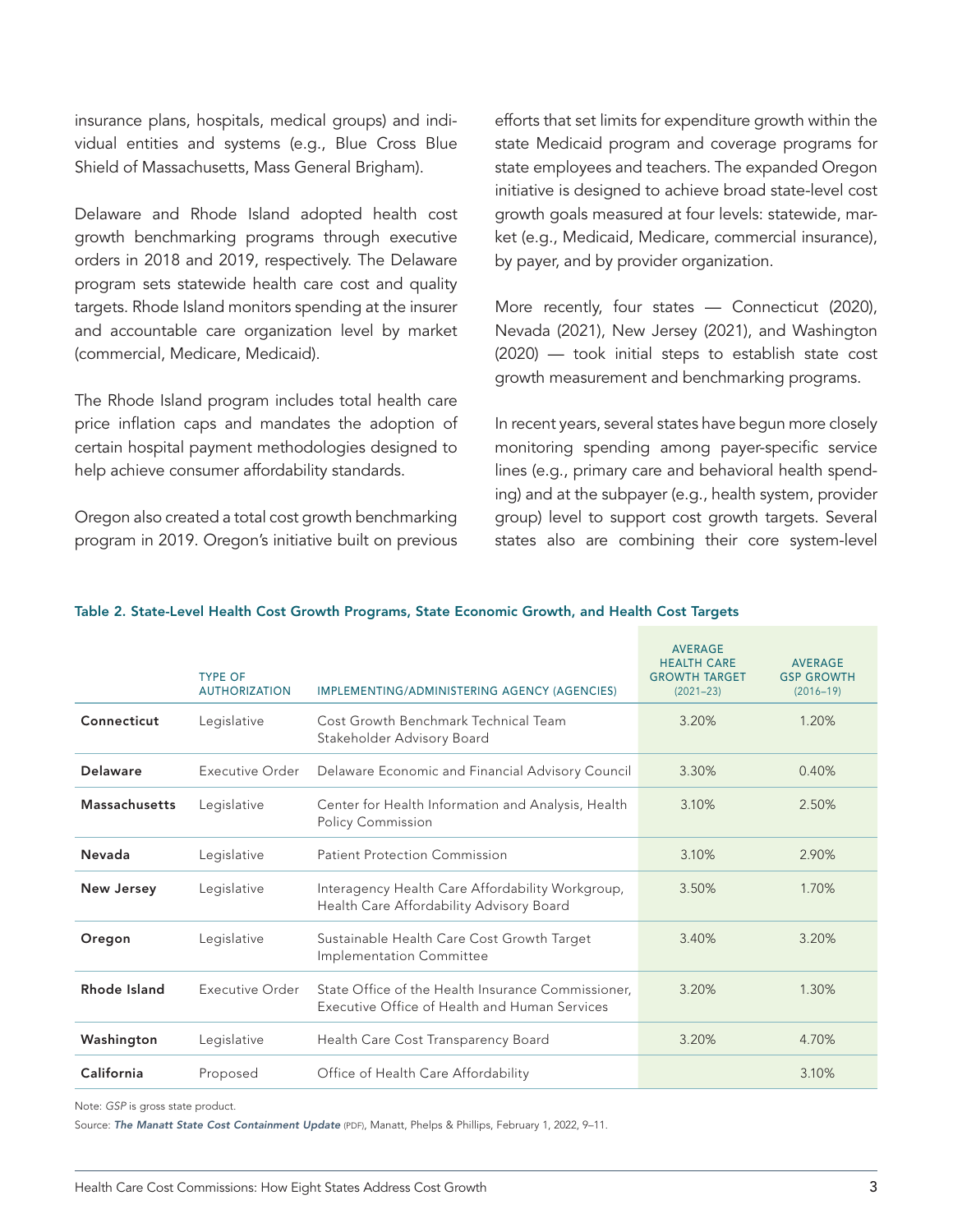insurance plans, hospitals, medical groups) and individual entities and systems (e.g., Blue Cross Blue Shield of Massachusetts, Mass General Brigham).

Delaware and Rhode Island adopted health cost growth benchmarking programs through executive orders in 2018 and 2019, respectively. The Delaware program sets statewide health care cost and quality targets. Rhode Island monitors spending at the insurer and accountable care organization level by market (commercial, Medicare, Medicaid).

The Rhode Island program includes total health care price inflation caps and mandates the adoption of certain hospital payment methodologies designed to help achieve consumer affordability standards.

Oregon also created a total cost growth benchmarking program in 2019. Oregon's initiative built on previous efforts that set limits for expenditure growth within the state Medicaid program and coverage programs for state employees and teachers. The expanded Oregon initiative is designed to achieve broad state-level cost growth goals measured at four levels: statewide, market (e.g., Medicaid, Medicare, commercial insurance), by payer, and by provider organization.

More recently, four states — Connecticut (2020), Nevada (2021), New Jersey (2021), and Washington (2020) — took initial steps to establish state cost growth measurement and benchmarking programs.

In recent years, several states have begun more closely monitoring spending among payer-specific service lines (e.g., primary care and behavioral health spending) and at the subpayer (e.g., health system, provider group) level to support cost growth targets. Several states also are combining their core system-level

**Table 2. State-Level Health Cost Growth Programs, State Economic Growth, and Health Cost Targets**

| | TYPE OF AUTHORIZATION | IMPLEMENTING/ADMINISTERING AGENCY (AGENCIES) | AVERAGE HEALTH CARE GROWTH TARGET (2021–23) | AVERAGE GSP GROWTH (2016–19) |
|---|---|---|---|---|
| **Connecticut** | Legislative | Cost Growth Benchmark Technical Team Stakeholder Advisory Board | 3.20% | 1.20% |
| **Delaware** | Executive Order | Delaware Economic and Financial Advisory Council | 3.30% | 0.40% |
| **Massachusetts** | Legislative | Center for Health Information and Analysis, Health Policy Commission | 3.10% | 2.50% |
| **Nevada** | Legislative | Patient Protection Commission | 3.10% | 2.90% |
| **New Jersey** | Legislative | Interagency Health Care Affordability Workgroup, Health Care Affordability Advisory Board | 3.50% | 1.70% |
| **Oregon** | Legislative | Sustainable Health Care Cost Growth Target Implementation Committee | 3.40% | 3.20% |
| **Rhode Island** | Executive Order | State Office of the Health Insurance Commissioner, Executive Office of Health and Human Services | 3.20% | 1.30% |
| **Washington** | Legislative | Health Care Cost Transparency Board | 3.20% | 4.70% |
| **California** | Proposed | Office of Health Care Affordability | | 3.10% |

Note: *GSP* is gross state product.

Source: ***The Manatt State Cost Containment Update*** (PDF), Manatt, Phelps & Phillips, February 1, 2022, 9–11.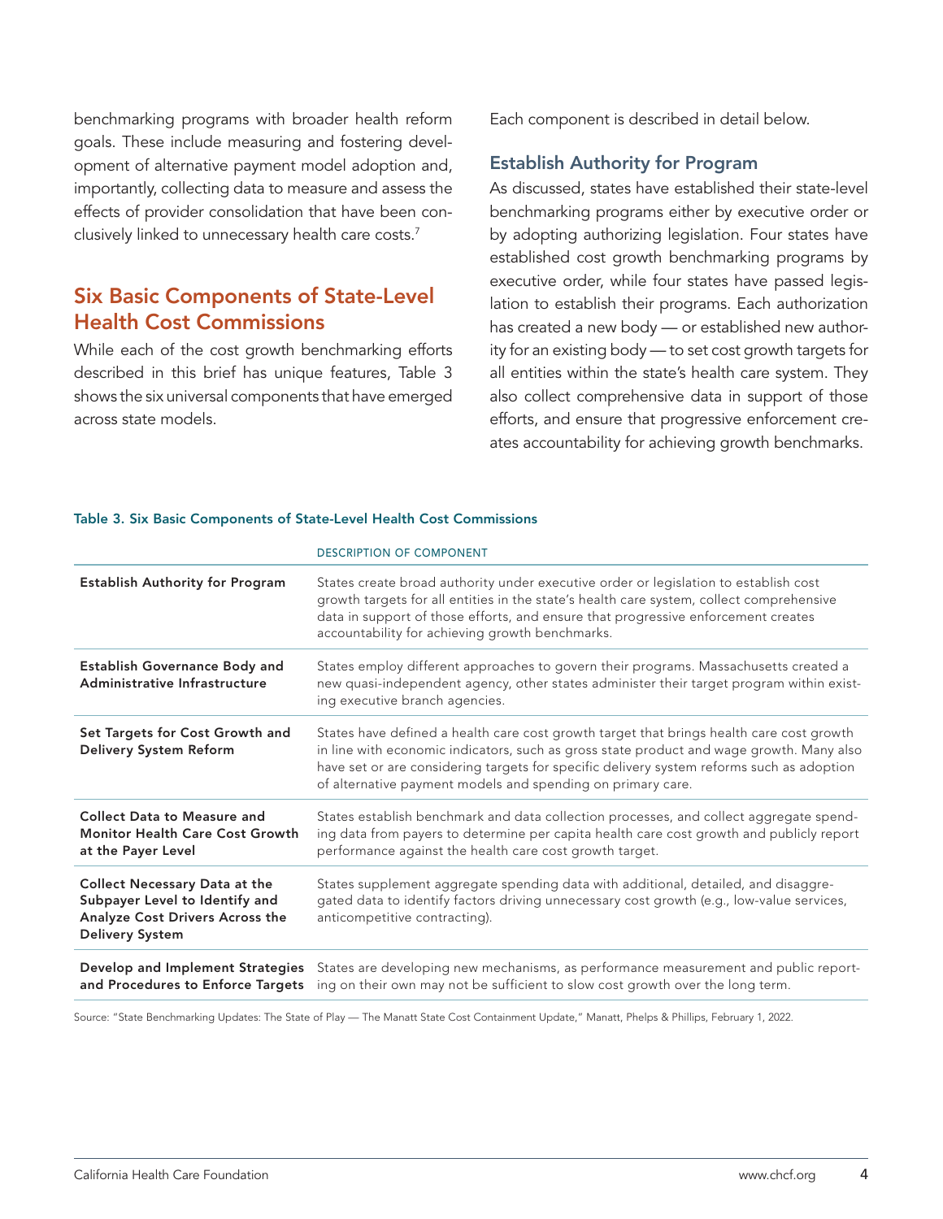benchmarking programs with broader health reform goals. These include measuring and fostering development of alternative payment model adoption and, importantly, collecting data to measure and assess the effects of provider consolidation that have been conclusively linked to unnecessary health care costs.[7]

## Six Basic Components of State-Level Health Cost Commissions

While each of the cost growth benchmarking efforts described in this brief has unique features, Table 3 shows the six universal components that have emerged across state models.

Each component is described in detail below.

### Establish Authority for Program

As discussed, states have established their state-level benchmarking programs either by executive order or by adopting authorizing legislation. Four states have established cost growth benchmarking programs by executive order, while four states have passed legislation to establish their programs. Each authorization has created a new body — or established new authority for an existing body — to set cost growth targets for all entities within the state's health care system. They also collect comprehensive data in support of those efforts, and ensure that progressive enforcement creates accountability for achieving growth benchmarks.

**Table 3. Six Basic Components of State-Level Health Cost Commissions**

| | DESCRIPTION OF COMPONENT |
|---|---|
| **Establish Authority for Program** | States create broad authority under executive order or legislation to establish cost growth targets for all entities in the state's health care system, collect comprehensive data in support of those efforts, and ensure that progressive enforcement creates accountability for achieving growth benchmarks. |
| **Establish Governance Body and Administrative Infrastructure** | States employ different approaches to govern their programs. Massachusetts created a new quasi-independent agency, other states administer their target program within existing executive branch agencies. |
| **Set Targets for Cost Growth and Delivery System Reform** | States have defined a health care cost growth target that brings health care cost growth in line with economic indicators, such as gross state product and wage growth. Many also have set or are considering targets for specific delivery system reforms such as adoption of alternative payment models and spending on primary care. |
| **Collect Data to Measure and Monitor Health Care Cost Growth at the Payer Level** | States establish benchmark and data collection processes, and collect aggregate spending data from payers to determine per capita health care cost growth and publicly report performance against the health care cost growth target. |
| **Collect Necessary Data at the Subpayer Level to Identify and Analyze Cost Drivers Across the Delivery System** | States supplement aggregate spending data with additional, detailed, and disaggregated data to identify factors driving unnecessary cost growth (e.g., low-value services, anticompetitive contracting). |
| **Develop and Implement Strategies and Procedures to Enforce Targets** | States are developing new mechanisms, as performance measurement and public reporting on their own may not be sufficient to slow cost growth over the long term. |

Source: "State Benchmarking Updates: The State of Play — The Manatt State Cost Containment Update," Manatt, Phelps & Phillips, February 1, 2022.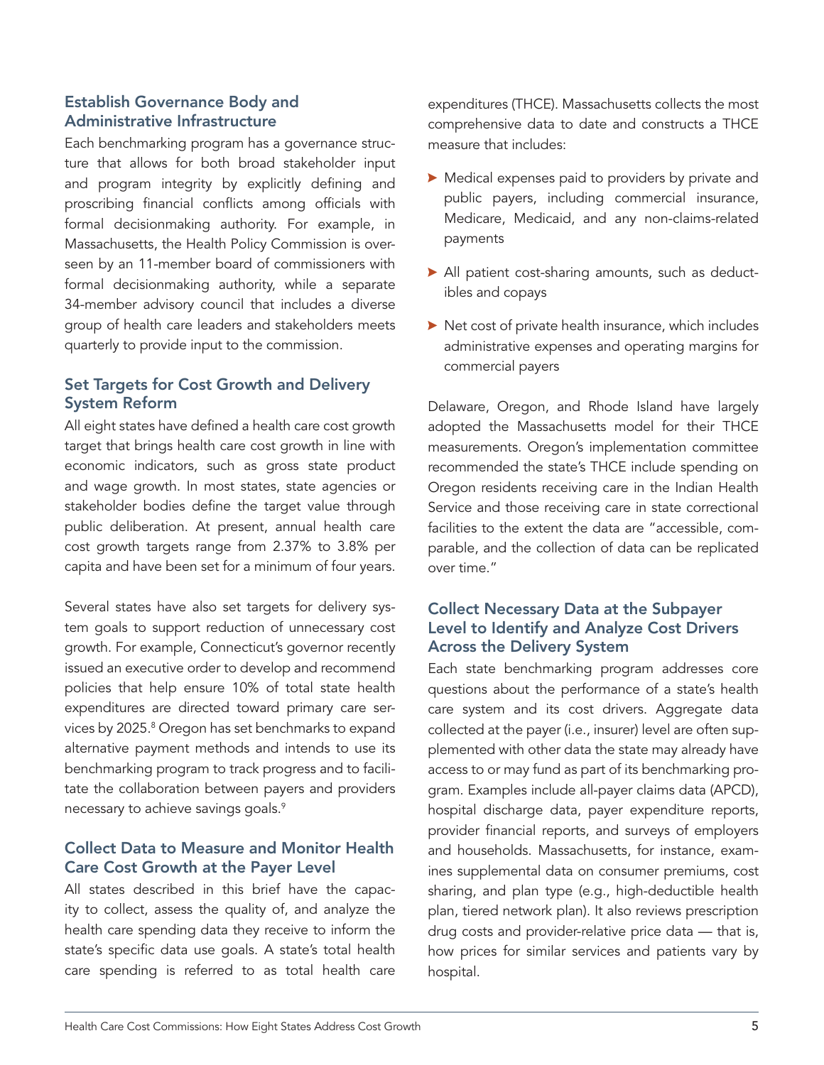## Establish Governance Body and Administrative Infrastructure

Each benchmarking program has a governance structure that allows for both broad stakeholder input and program integrity by explicitly defining and proscribing financial conflicts among officials with formal decisionmaking authority. For example, in Massachusetts, the Health Policy Commission is overseen by an 11-member board of commissioners with formal decisionmaking authority, while a separate 34-member advisory council that includes a diverse group of health care leaders and stakeholders meets quarterly to provide input to the commission.

## Set Targets for Cost Growth and Delivery System Reform

All eight states have defined a health care cost growth target that brings health care cost growth in line with economic indicators, such as gross state product and wage growth. In most states, state agencies or stakeholder bodies define the target value through public deliberation. At present, annual health care cost growth targets range from 2.37% to 3.8% per capita and have been set for a minimum of four years.

Several states have also set targets for delivery system goals to support reduction of unnecessary cost growth. For example, Connecticut's governor recently issued an executive order to develop and recommend policies that help ensure 10% of total state health expenditures are directed toward primary care services by 2025.[8] Oregon has set benchmarks to expand alternative payment methods and intends to use its benchmarking program to track progress and to facilitate the collaboration between payers and providers necessary to achieve savings goals.[9]

## Collect Data to Measure and Monitor Health Care Cost Growth at the Payer Level

All states described in this brief have the capacity to collect, assess the quality of, and analyze the health care spending data they receive to inform the state's specific data use goals. A state's total health care spending is referred to as total health care expenditures (THCE). Massachusetts collects the most comprehensive data to date and constructs a THCE measure that includes:

- Medical expenses paid to providers by private and public payers, including commercial insurance, Medicare, Medicaid, and any non-claims-related payments
- All patient cost-sharing amounts, such as deductibles and copays
- Net cost of private health insurance, which includes administrative expenses and operating margins for commercial payers

Delaware, Oregon, and Rhode Island have largely adopted the Massachusetts model for their THCE measurements. Oregon's implementation committee recommended the state's THCE include spending on Oregon residents receiving care in the Indian Health Service and those receiving care in state correctional facilities to the extent the data are "accessible, comparable, and the collection of data can be replicated over time."

## Collect Necessary Data at the Subpayer Level to Identify and Analyze Cost Drivers Across the Delivery System

Each state benchmarking program addresses core questions about the performance of a state's health care system and its cost drivers. Aggregate data collected at the payer (i.e., insurer) level are often supplemented with other data the state may already have access to or may fund as part of its benchmarking program. Examples include all-payer claims data (APCD), hospital discharge data, payer expenditure reports, provider financial reports, and surveys of employers and households. Massachusetts, for instance, examines supplemental data on consumer premiums, cost sharing, and plan type (e.g., high-deductible health plan, tiered network plan). It also reviews prescription drug costs and provider-relative price data — that is, how prices for similar services and patients vary by hospital.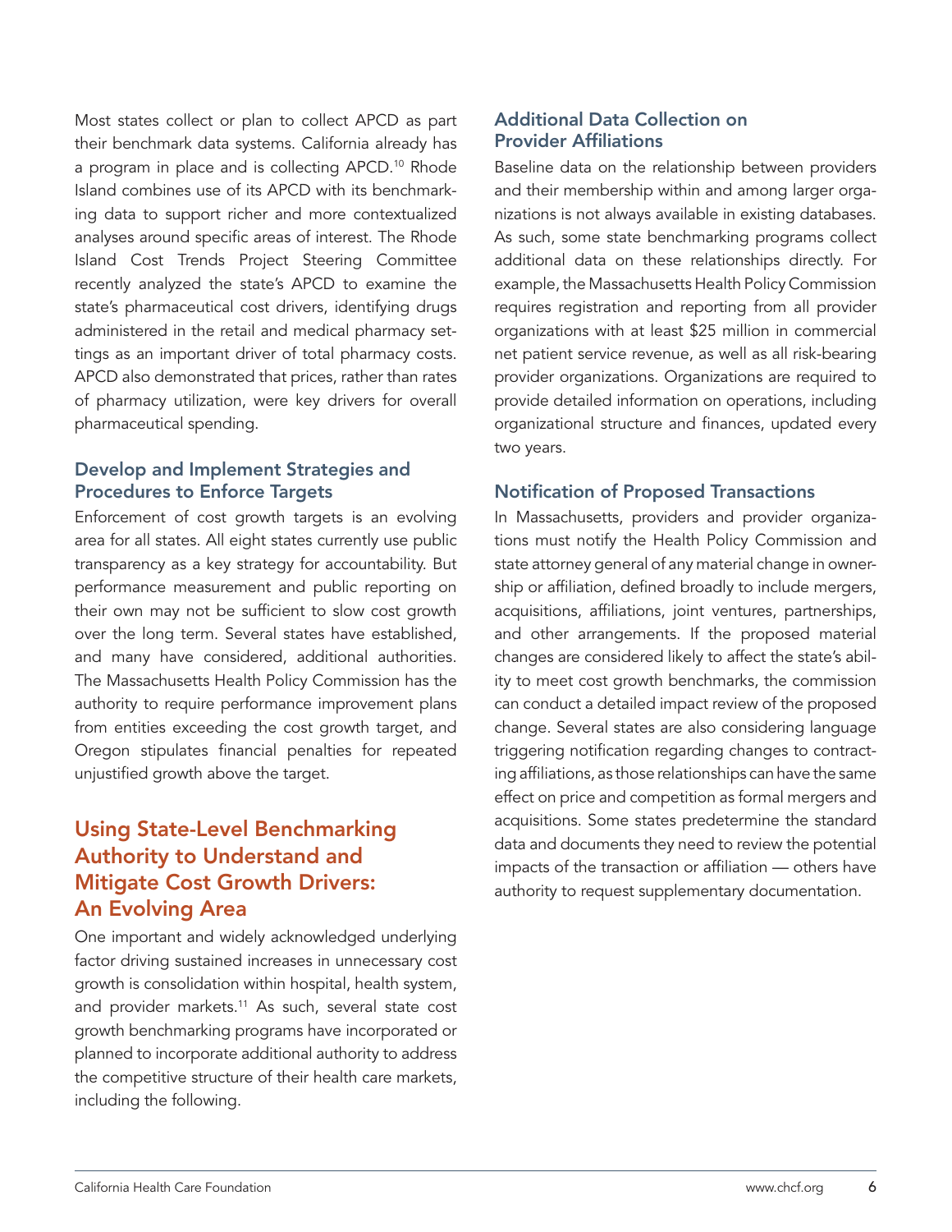Most states collect or plan to collect APCD as part their benchmark data systems. California already has a program in place and is collecting APCD.[10] Rhode Island combines use of its APCD with its benchmarking data to support richer and more contextualized analyses around specific areas of interest. The Rhode Island Cost Trends Project Steering Committee recently analyzed the state's APCD to examine the state's pharmaceutical cost drivers, identifying drugs administered in the retail and medical pharmacy settings as an important driver of total pharmacy costs. APCD also demonstrated that prices, rather than rates of pharmacy utilization, were key drivers for overall pharmaceutical spending.

### Develop and Implement Strategies and Procedures to Enforce Targets

Enforcement of cost growth targets is an evolving area for all states. All eight states currently use public transparency as a key strategy for accountability. But performance measurement and public reporting on their own may not be sufficient to slow cost growth over the long term. Several states have established, and many have considered, additional authorities. The Massachusetts Health Policy Commission has the authority to require performance improvement plans from entities exceeding the cost growth target, and Oregon stipulates financial penalties for repeated unjustified growth above the target.

## Using State-Level Benchmarking Authority to Understand and Mitigate Cost Growth Drivers: An Evolving Area

One important and widely acknowledged underlying factor driving sustained increases in unnecessary cost growth is consolidation within hospital, health system, and provider markets.[11] As such, several state cost growth benchmarking programs have incorporated or planned to incorporate additional authority to address the competitive structure of their health care markets, including the following.

### Additional Data Collection on Provider Affiliations

Baseline data on the relationship between providers and their membership within and among larger organizations is not always available in existing databases. As such, some state benchmarking programs collect additional data on these relationships directly. For example, the Massachusetts Health Policy Commission requires registration and reporting from all provider organizations with at least $25 million in commercial net patient service revenue, as well as all risk-bearing provider organizations. Organizations are required to provide detailed information on operations, including organizational structure and finances, updated every two years.

### Notification of Proposed Transactions

In Massachusetts, providers and provider organizations must notify the Health Policy Commission and state attorney general of any material change in ownership or affiliation, defined broadly to include mergers, acquisitions, affiliations, joint ventures, partnerships, and other arrangements. If the proposed material changes are considered likely to affect the state's ability to meet cost growth benchmarks, the commission can conduct a detailed impact review of the proposed change. Several states are also considering language triggering notification regarding changes to contracting affiliations, as those relationships can have the same effect on price and competition as formal mergers and acquisitions. Some states predetermine the standard data and documents they need to review the potential impacts of the transaction or affiliation — others have authority to request supplementary documentation.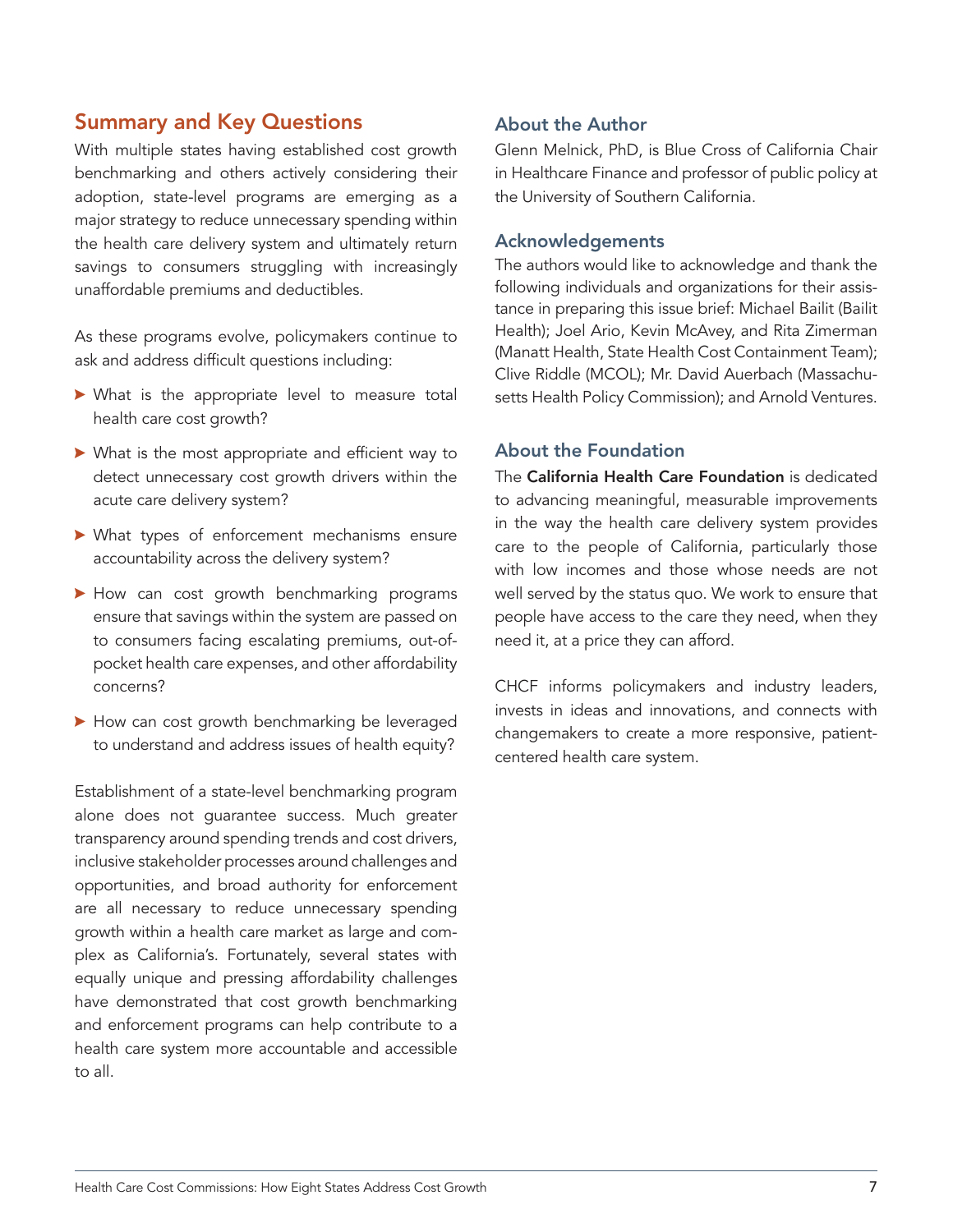## Summary and Key Questions

With multiple states having established cost growth benchmarking and others actively considering their adoption, state-level programs are emerging as a major strategy to reduce unnecessary spending within the health care delivery system and ultimately return savings to consumers struggling with increasingly unaffordable premiums and deductibles.

As these programs evolve, policymakers continue to ask and address difficult questions including:

- What is the appropriate level to measure total health care cost growth?
- What is the most appropriate and efficient way to detect unnecessary cost growth drivers within the acute care delivery system?
- What types of enforcement mechanisms ensure accountability across the delivery system?
- How can cost growth benchmarking programs ensure that savings within the system are passed on to consumers facing escalating premiums, out-of-pocket health care expenses, and other affordability concerns?
- How can cost growth benchmarking be leveraged to understand and address issues of health equity?

Establishment of a state-level benchmarking program alone does not guarantee success. Much greater transparency around spending trends and cost drivers, inclusive stakeholder processes around challenges and opportunities, and broad authority for enforcement are all necessary to reduce unnecessary spending growth within a health care market as large and complex as California's. Fortunately, several states with equally unique and pressing affordability challenges have demonstrated that cost growth benchmarking and enforcement programs can help contribute to a health care system more accountable and accessible to all.

### About the Author

Glenn Melnick, PhD, is Blue Cross of California Chair in Healthcare Finance and professor of public policy at the University of Southern California.

### Acknowledgements

The authors would like to acknowledge and thank the following individuals and organizations for their assistance in preparing this issue brief: Michael Bailit (Bailit Health); Joel Ario, Kevin McAvey, and Rita Zimerman (Manatt Health, State Health Cost Containment Team); Clive Riddle (MCOL); Mr. David Auerbach (Massachusetts Health Policy Commission); and Arnold Ventures.

### About the Foundation

The **California Health Care Foundation** is dedicated to advancing meaningful, measurable improvements in the way the health care delivery system provides care to the people of California, particularly those with low incomes and those whose needs are not well served by the status quo. We work to ensure that people have access to the care they need, when they need it, at a price they can afford.

CHCF informs policymakers and industry leaders, invests in ideas and innovations, and connects with changemakers to create a more responsive, patient-centered health care system.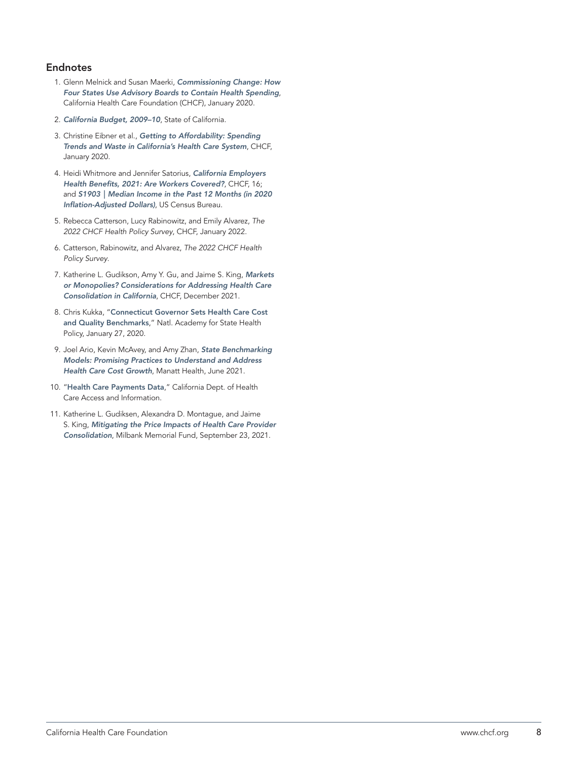## Endnotes

1. Glenn Melnick and Susan Maerki, ***Commissioning Change: How Four States Use Advisory Boards to Contain Health Spending***, California Health Care Foundation (CHCF), January 2020.
2. ***California Budget, 2009–10***, State of California.
3. Christine Eibner et al., ***Getting to Affordability: Spending Trends and Waste in California's Health Care System***, CHCF, January 2020.
4. Heidi Whitmore and Jennifer Satorius, ***California Employers Health Benefits, 2021: Are Workers Covered?***, CHCF, 16; and ***S1903 | Median Income in the Past 12 Months (in 2020 Inflation-Adjusted Dollars)***, US Census Bureau.
5. Rebecca Catterson, Lucy Rabinowitz, and Emily Alvarez, *The 2022 CHCF Health Policy Survey*, CHCF, January 2022.
6. Catterson, Rabinowitz, and Alvarez, *The 2022 CHCF Health Policy Survey*.
7. Katherine L. Gudikson, Amy Y. Gu, and Jaime S. King, ***Markets or Monopolies? Considerations for Addressing Health Care Consolidation in California***, CHCF, December 2021.
8. Chris Kukka, "**Connecticut Governor Sets Health Care Cost and Quality Benchmarks**," Natl. Academy for State Health Policy, January 27, 2020.
9. Joel Ario, Kevin McAvey, and Amy Zhan, ***State Benchmarking Models: Promising Practices to Understand and Address Health Care Cost Growth***, Manatt Health, June 2021.
10. "**Health Care Payments Data**," California Dept. of Health Care Access and Information.
11. Katherine L. Gudiksen, Alexandra D. Montague, and Jaime S. King, ***Mitigating the Price Impacts of Health Care Provider Consolidation***, Milbank Memorial Fund, September 23, 2021.